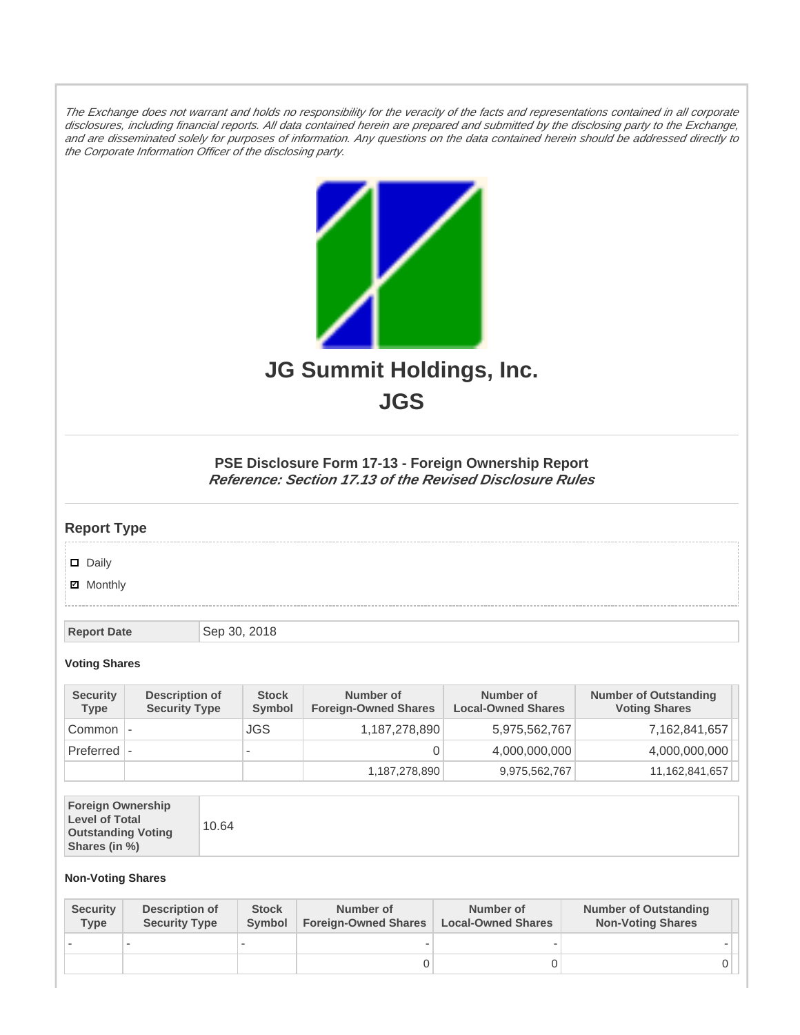*The Exchange does not warrant and holds no responsibility for the veracity of the facts and representations contained in all corporate disclosures, including financial reports. All data contained herein are prepared and submitted by the disclosing party to the Exchange, and are disseminated solely for purposes of information. Any questions on the data contained herein should be addressed directly to the Corporate Information Officer of the disclosing party.*

# JG Summit Holdings, Inc.

# JGS

### PSE Disclosure Form 17-13 - Foreign Ownership Report

***Reference: Section 17.13 of the Revised Disclosure Rules***

## Report Type

- ☐ Daily
- ☑ Monthly

| Report Date | Sep 30, 2018 |
|---|---|

#### Voting Shares

| Security Type | Description of Security Type | Stock Symbol | Number of Foreign-Owned Shares | Number of Local-Owned Shares | Number of Outstanding Voting Shares |
|---|---|---|---|---|---|
| Common | - | JGS | 1,187,278,890 | 5,975,562,767 | 7,162,841,657 |
| Preferred | - | - | 0 | 4,000,000,000 | 4,000,000,000 |
| | | | 1,187,278,890 | 9,975,562,767 | 11,162,841,657 |

| Foreign Ownership Level of Total Outstanding Voting Shares (in %) | 10.64 |
|---|---|

#### Non-Voting Shares

| Security Type | Description of Security Type | Stock Symbol | Number of Foreign-Owned Shares | Number of Local-Owned Shares | Number of Outstanding Non-Voting Shares |
|---|---|---|---|---|---|
| - | - | - | - | - | - |
| | | | 0 | 0 | 0 |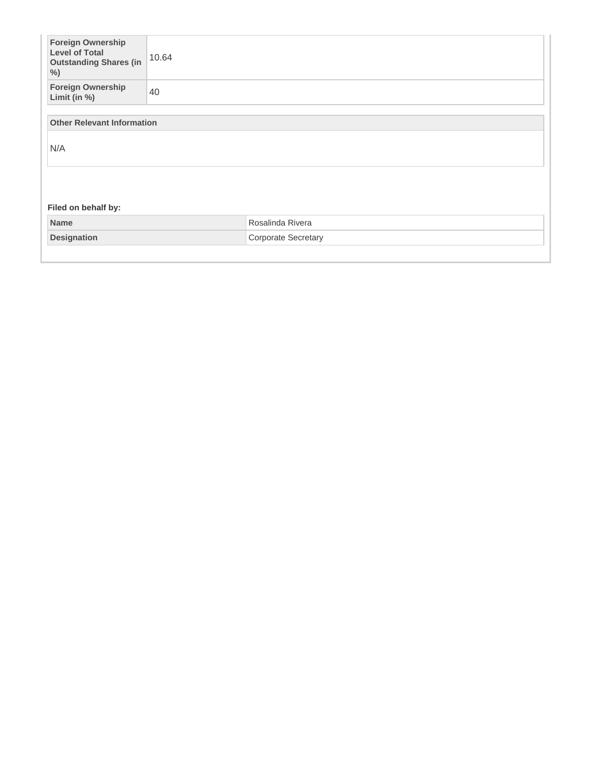| | |
|---|---|
| **Foreign Ownership Level of Total Outstanding Shares (in %)** | 10.64 |
| **Foreign Ownership Limit (in %)** | 40 |

| Other Relevant Information |
|---|
| N/A |

**Filed on behalf by:**

| | |
|---|---|
| **Name** | Rosalinda Rivera |
| **Designation** | Corporate Secretary |